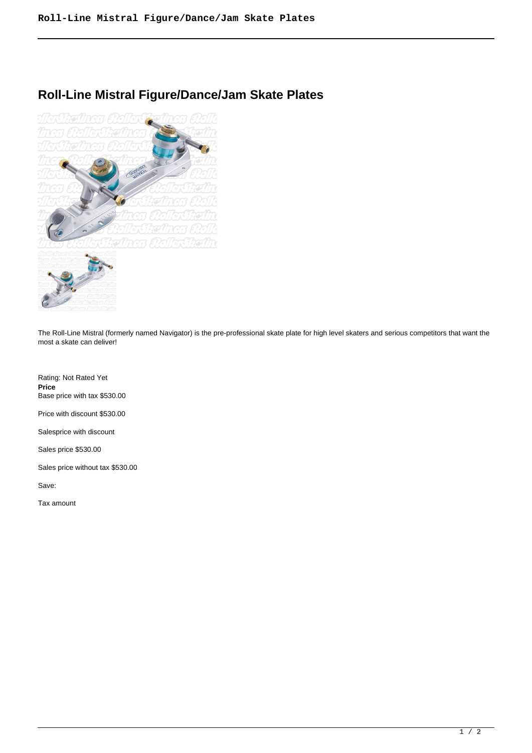# Roll-Line Mistral Figure/Dance/Jam Skate Plates

The Roll-Line Mistral (formerly named Navigator) is the pre-professional skate plate for high level skaters and serious competitors that want the most a skate can deliver!

Rating: Not Rated Yet
**Price**
Base price with tax $530.00

Price with discount $530.00

Salesprice with discount

Sales price $530.00

Sales price without tax $530.00

Save:

Tax amount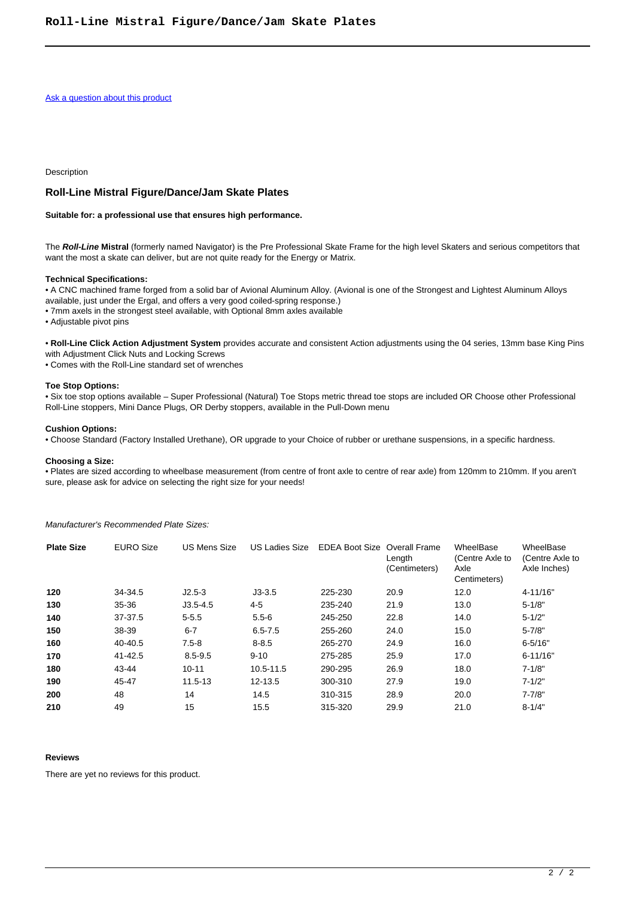# Roll-Line Mistral Figure/Dance/Jam Skate Plates

Ask a question about this product

Description

## Roll-Line Mistral Figure/Dance/Jam Skate Plates

**Suitable for: a professional use that ensures high performance.**

The ***Roll-Line* Mistral** (formerly named Navigator) is the Pre Professional Skate Frame for the high level Skaters and serious competitors that want the most a skate can deliver, but are not quite ready for the Energy or Matrix.

**Technical Specifications:**

• A CNC machined frame forged from a solid bar of Avional Aluminum Alloy. (Avional is one of the Strongest and Lightest Aluminum Alloys available, just under the Ergal, and offers a very good coiled-spring response.)
• 7mm axels in the strongest steel available, with Optional 8mm axles available
• Adjustable pivot pins

• **Roll-Line Click Action Adjustment System** provides accurate and consistent Action adjustments using the 04 series, 13mm base King Pins with Adjustment Click Nuts and Locking Screws
• Comes with the Roll-Line standard set of wrenches

**Toe Stop Options:**

• Six toe stop options available – Super Professional (Natural) Toe Stops metric thread toe stops are included OR Choose other Professional Roll-Line stoppers, Mini Dance Plugs, OR Derby stoppers, available in the Pull-Down menu

**Cushion Options:**

• Choose Standard (Factory Installed Urethane), OR upgrade to your Choice of rubber or urethane suspensions, in a specific hardness.

**Choosing a Size:**

• Plates are sized according to wheelbase measurement (from centre of front axle to centre of rear axle) from 120mm to 210mm. If you aren't sure, please ask for advice on selecting the right size for your needs!

*Manufacturer's Recommended Plate Sizes:*

| **Plate Size** | EURO Size | US Mens Size | US Ladies Size | EDEA Boot Size | Overall Frame Length (Centimeters) | WheelBase (Centre Axle to Axle Centimeters) | WheelBase (Centre Axle to Axle Inches) |
|---|---|---|---|---|---|---|---|
| **120** | 34-34.5 | J2.5-3 | J3-3.5 | 225-230 | 20.9 | 12.0 | 4-11/16" |
| **130** | 35-36 | J3.5-4.5 | 4-5 | 235-240 | 21.9 | 13.0 | 5-1/8" |
| **140** | 37-37.5 | 5-5.5 | 5.5-6 | 245-250 | 22.8 | 14.0 | 5-1/2" |
| **150** | 38-39 | 6-7 | 6.5-7.5 | 255-260 | 24.0 | 15.0 | 5-7/8" |
| **160** | 40-40.5 | 7.5-8 | 8-8.5 | 265-270 | 24.9 | 16.0 | 6-5/16" |
| **170** | 41-42.5 | 8.5-9.5 | 9-10 | 275-285 | 25.9 | 17.0 | 6-11/16" |
| **180** | 43-44 | 10-11 | 10.5-11.5 | 290-295 | 26.9 | 18.0 | 7-1/8" |
| **190** | 45-47 | 11.5-13 | 12-13.5 | 300-310 | 27.9 | 19.0 | 7-1/2" |
| **200** | 48 | 14 | 14.5 | 310-315 | 28.9 | 20.0 | 7-7/8" |
| **210** | 49 | 15 | 15.5 | 315-320 | 29.9 | 21.0 | 8-1/4" |

**Reviews**

There are yet no reviews for this product.